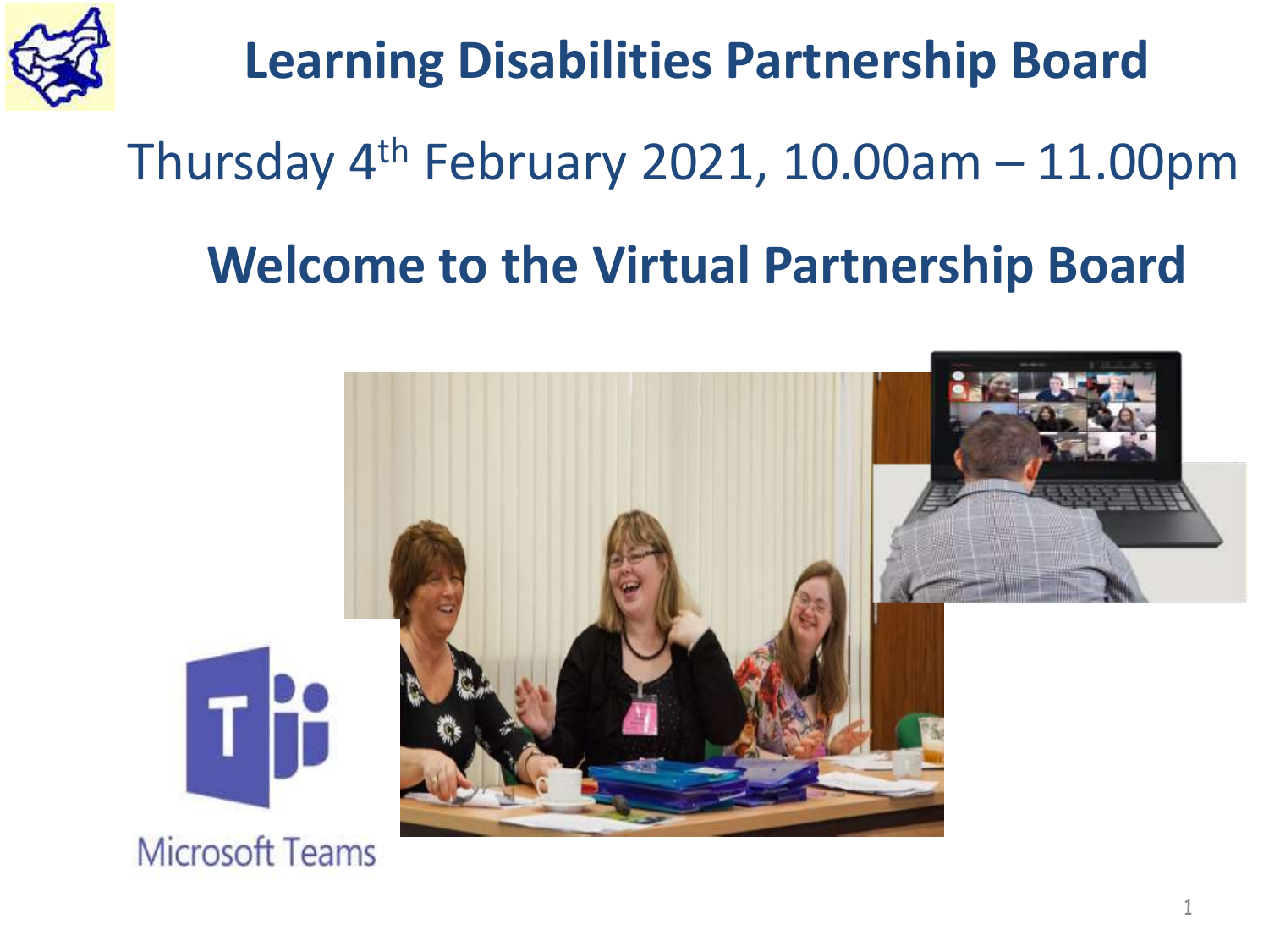# Learning Disabilities Partnership Board

Thursday 4th February 2021, 10.00am – 11.00pm

## Welcome to the Virtual Partnership Board

Microsoft Teams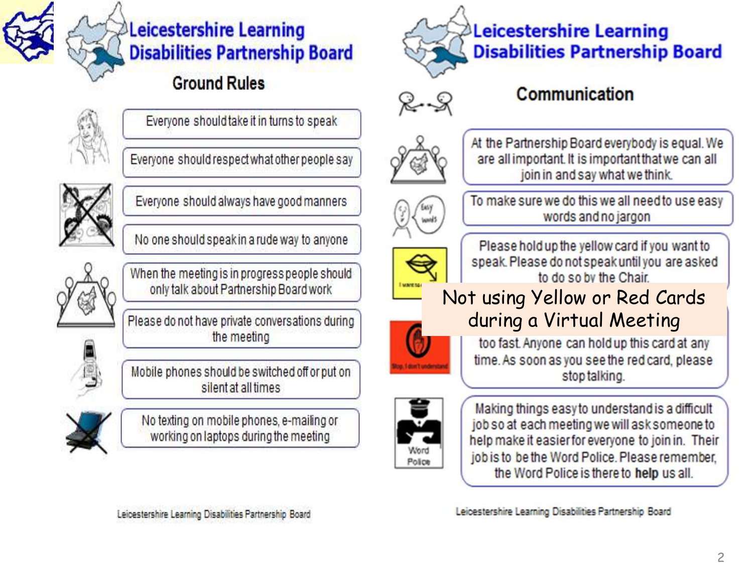# Leicestershire Learning Disabilities Partnership Board

## Ground Rules

- Everyone should take it in turns to speak
- Everyone should respect what other people say
- Everyone should always have good manners
- No one should speak in a rude way to anyone
- When the meeting is in progress people should only talk about Partnership Board work
- Please do not have private conversations during the meeting
- Mobile phones should be switched off or put on silent at all times
- No texting on mobile phones, e-mailing or working on laptops during the meeting

Leicestershire Learning Disabilities Partnership Board

# Leicestershire Learning Disabilities Partnership Board

## Communication

- At the Partnership Board everybody is equal. We are all important. It is important that we can all join in and say what we think.
- To make sure we do this we all need to use easy words and no jargon
- Please hold up the yellow card if you want to speak. Please do not speak until you are asked to do so by the Chair.

Not using Yellow or Red Cards during a Virtual Meeting

- too fast. Anyone can hold up this card at any time. As soon as you see the red card, please stop talking.
- Making things easy to understand is a difficult job so at each meeting we will ask someone to help make it easier for everyone to join in. Their job is to be the Word Police. Please remember, the Word Police is there to **help** us all.

Leicestershire Learning Disabilities Partnership Board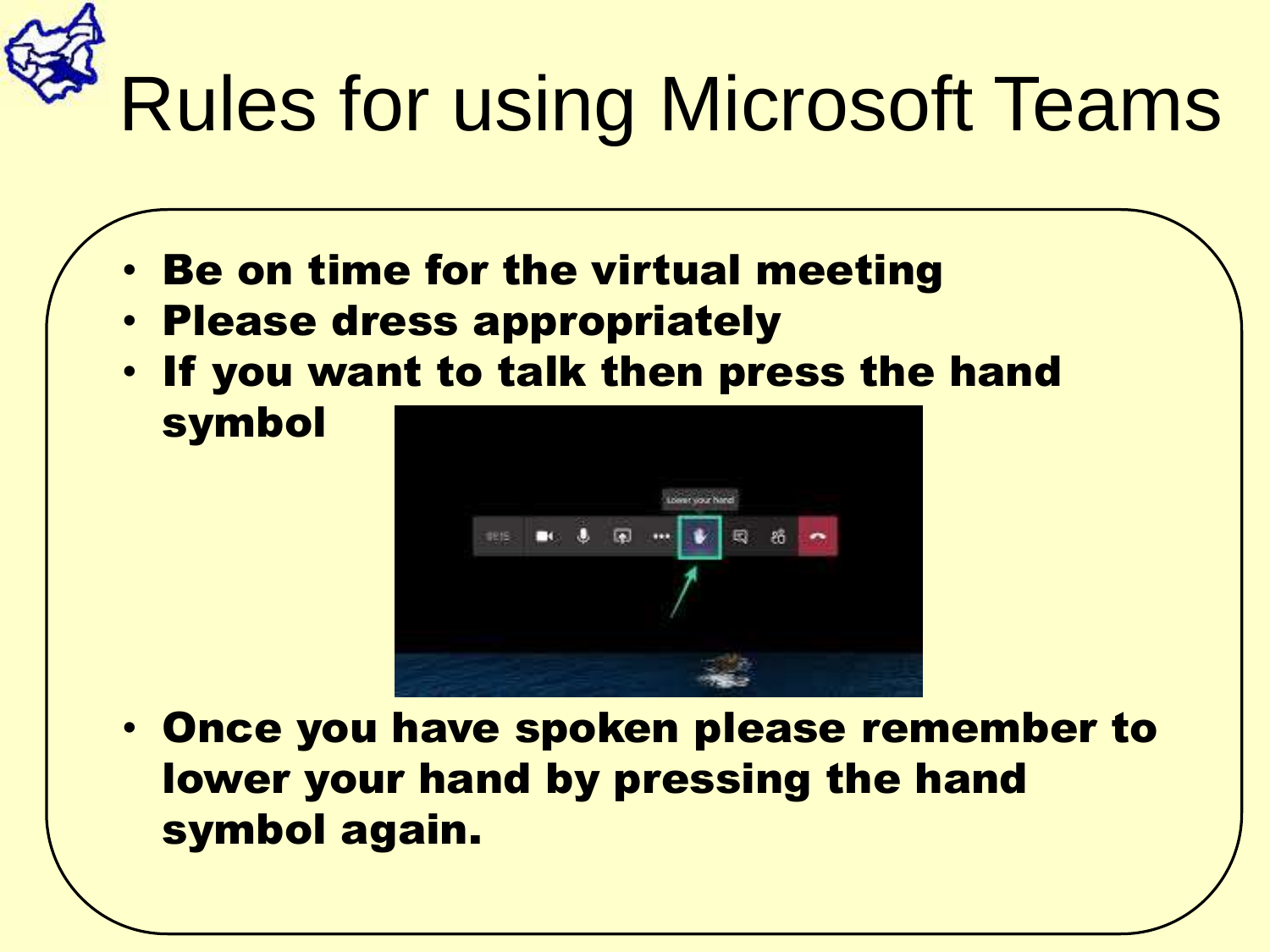# Rules for using Microsoft Teams

- **Be on time for the virtual meeting**
- **Please dress appropriately**
- **If you want to talk then press the hand symbol**
- **Once you have spoken please remember to lower your hand by pressing the hand symbol again.**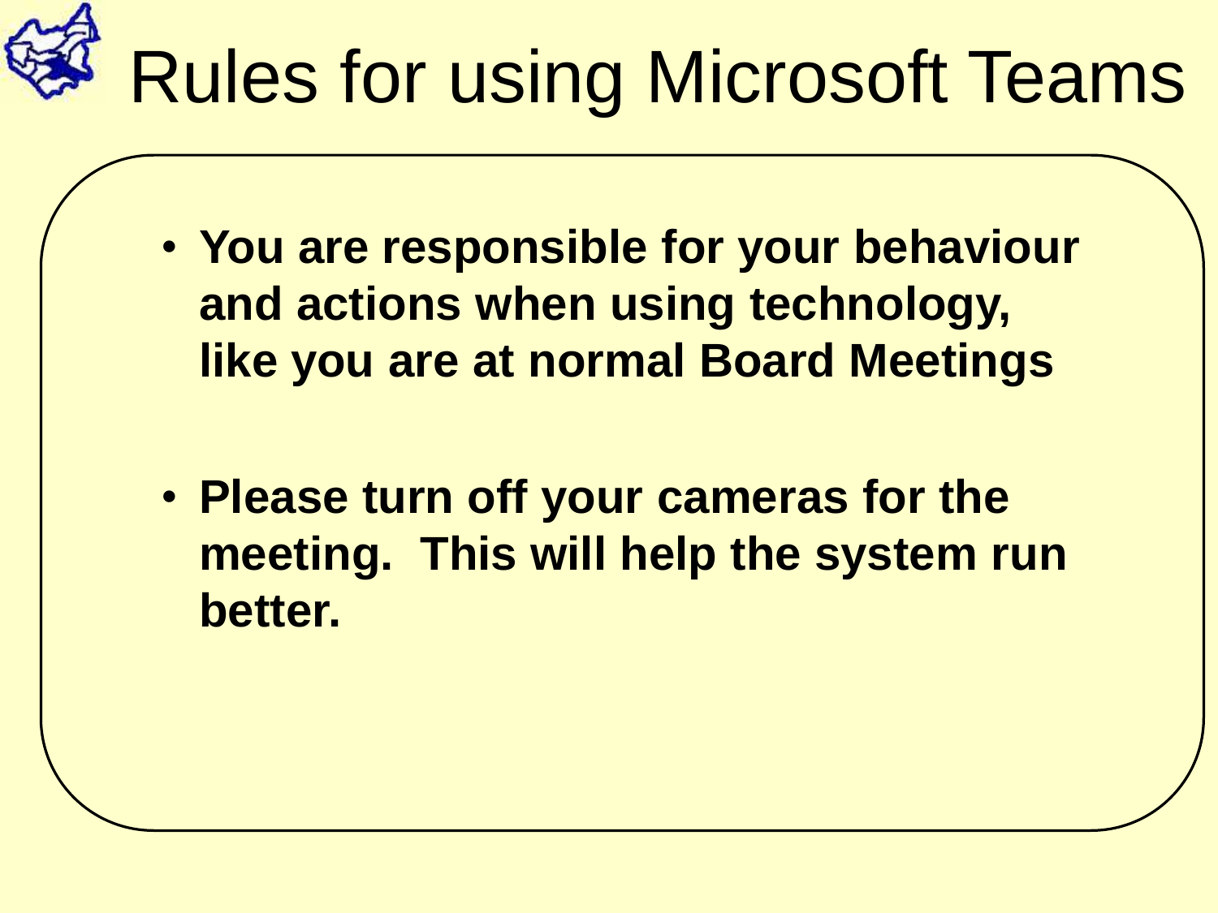# Rules for using Microsoft Teams

- **You are responsible for your behaviour and actions when using technology, like you are at normal Board Meetings**
- **Please turn off your cameras for the meeting. This will help the system run better.**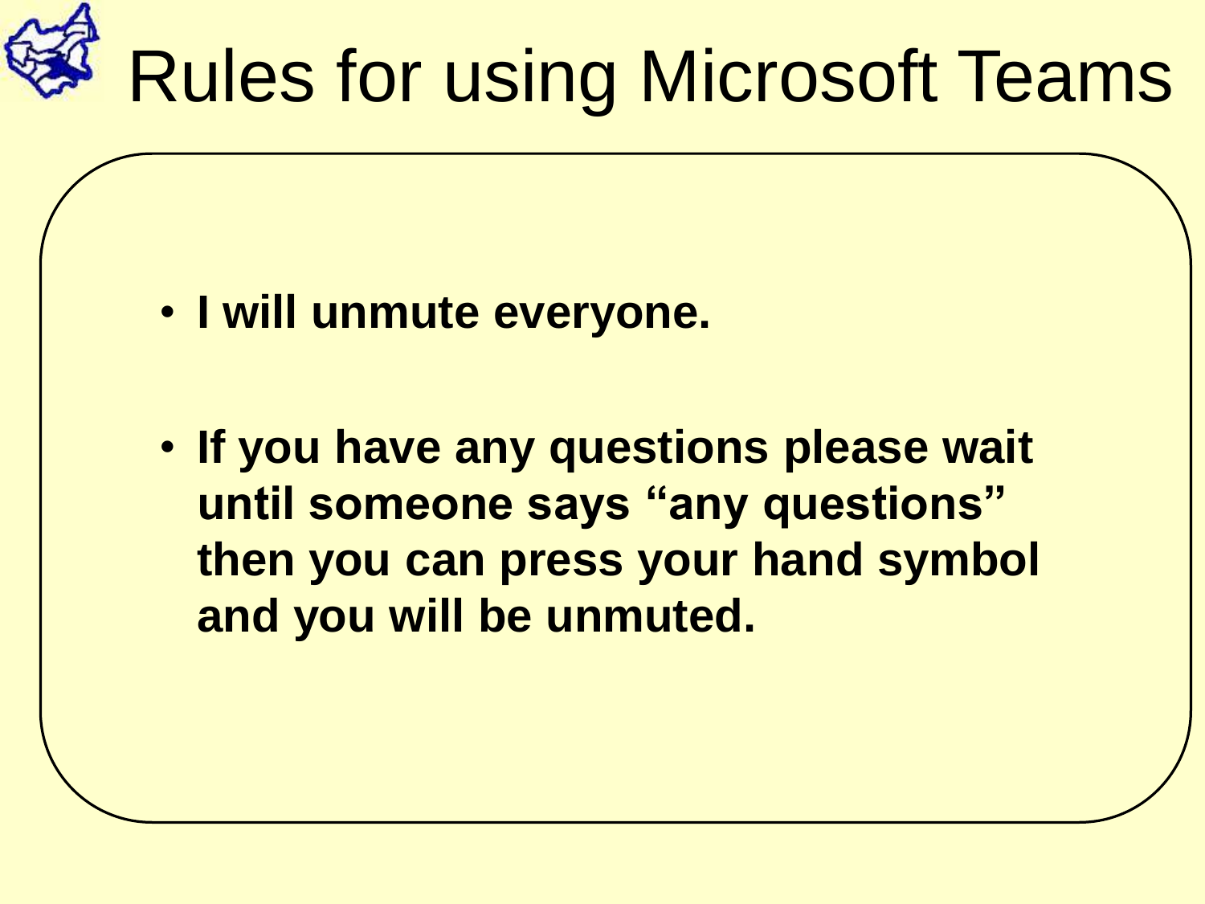# Rules for using Microsoft Teams

- **I will unmute everyone.**
- **If you have any questions please wait until someone says "any questions" then you can press your hand symbol and you will be unmuted.**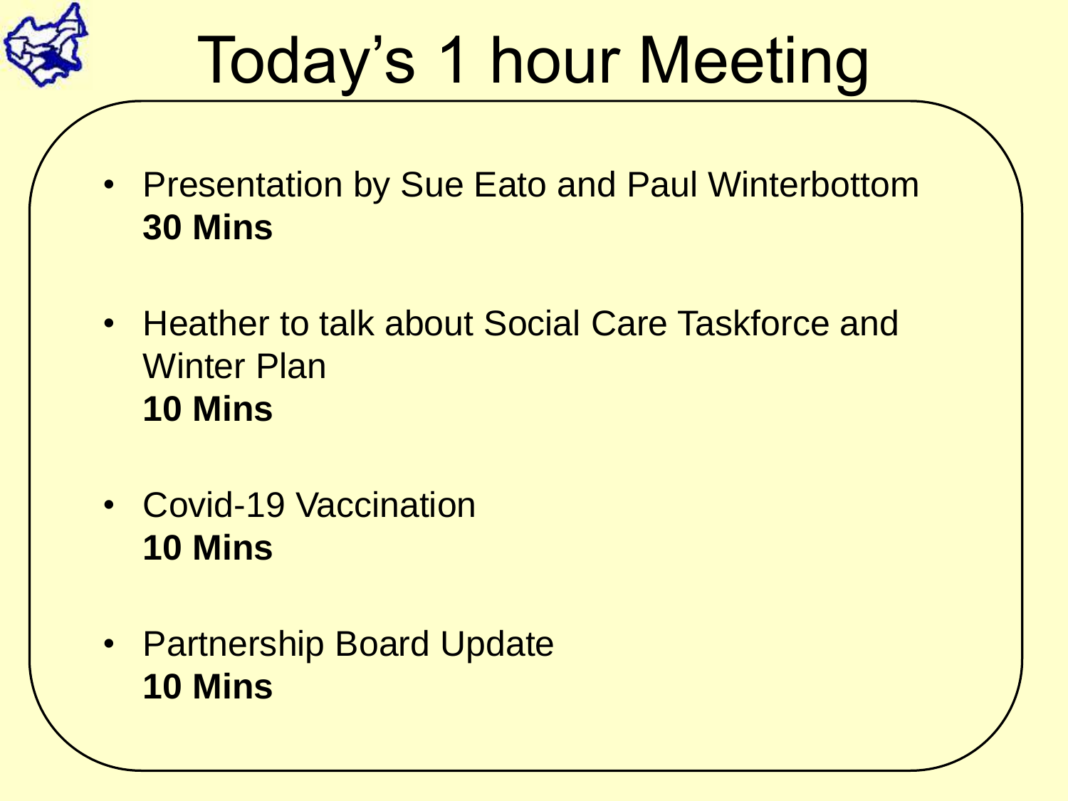# Today's 1 hour Meeting

- Presentation by Sue Eato and Paul Winterbottom
  **30 Mins**

- Heather to talk about Social Care Taskforce and Winter Plan
  **10 Mins**

- Covid-19 Vaccination
  **10 Mins**

- Partnership Board Update
  **10 Mins**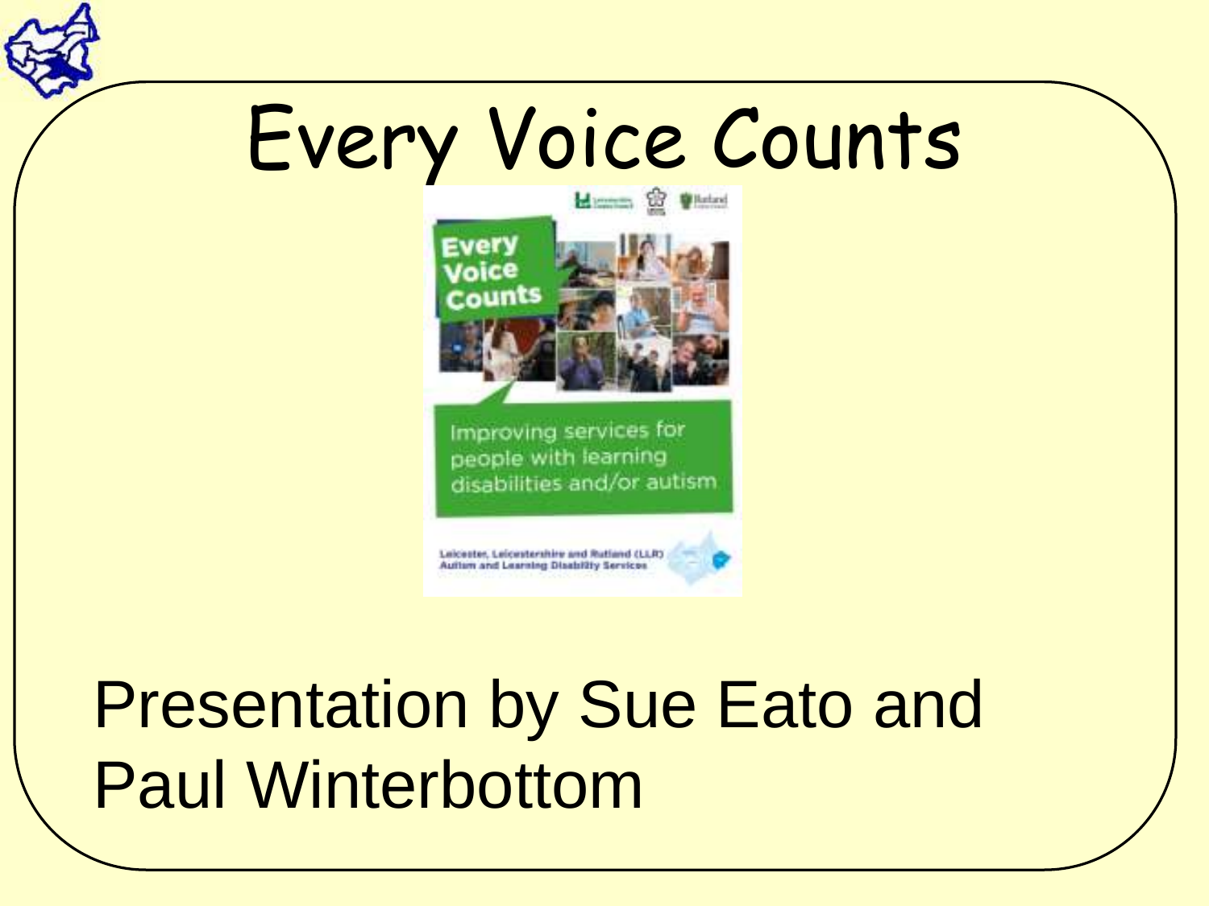# Every Voice Counts

Presentation by Sue Eato and Paul Winterbottom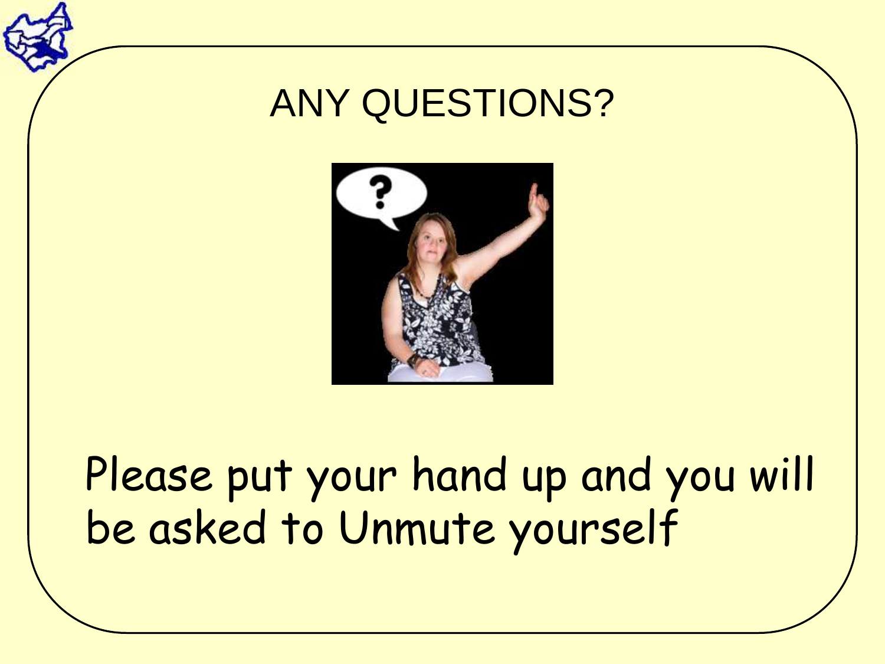# ANY QUESTIONS?

Please put your hand up and you will be asked to Unmute yourself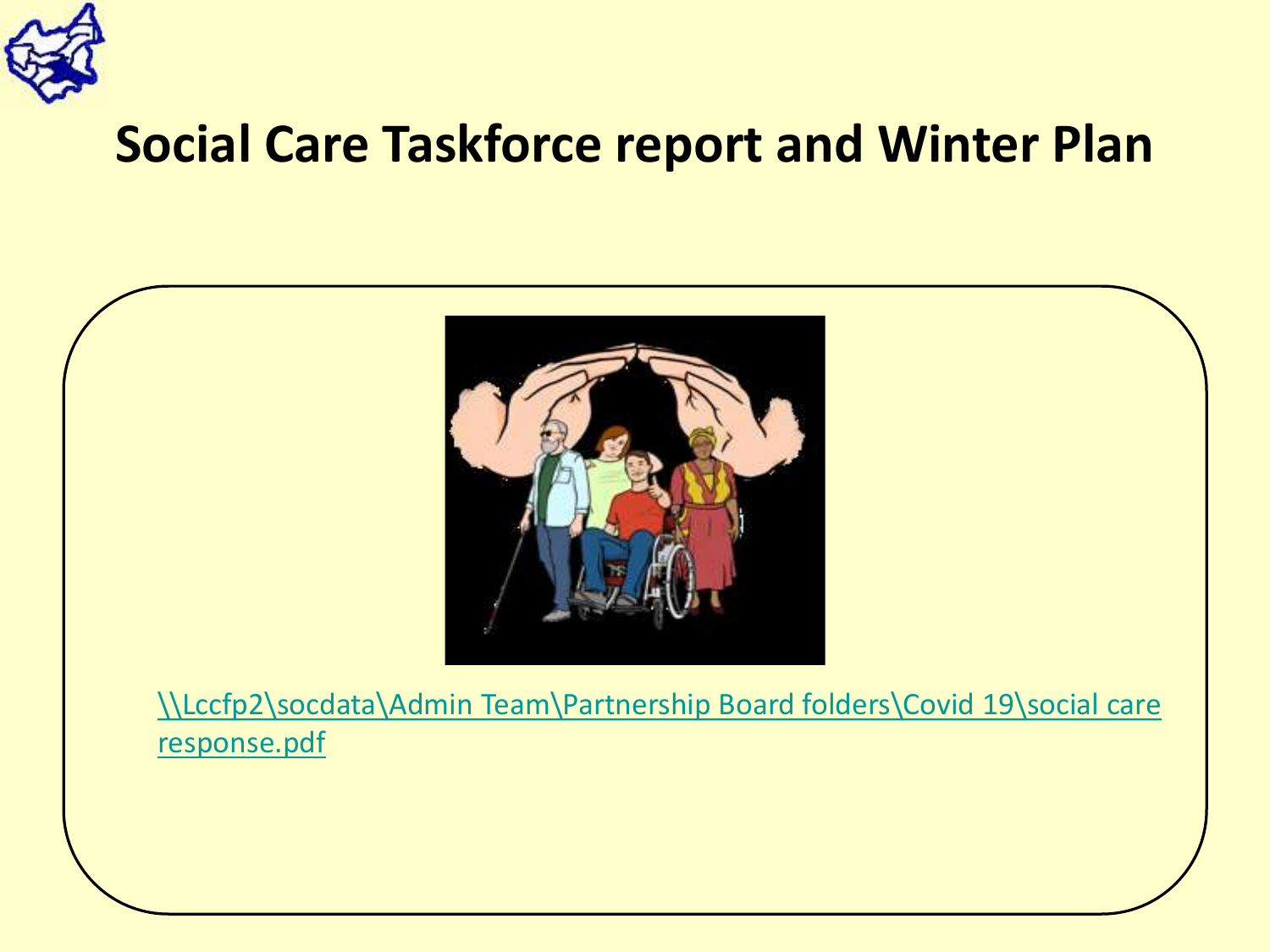# Social Care Taskforce report and Winter Plan

\\Lccfp2\socdata\Admin Team\Partnership Board folders\Covid 19\social care response.pdf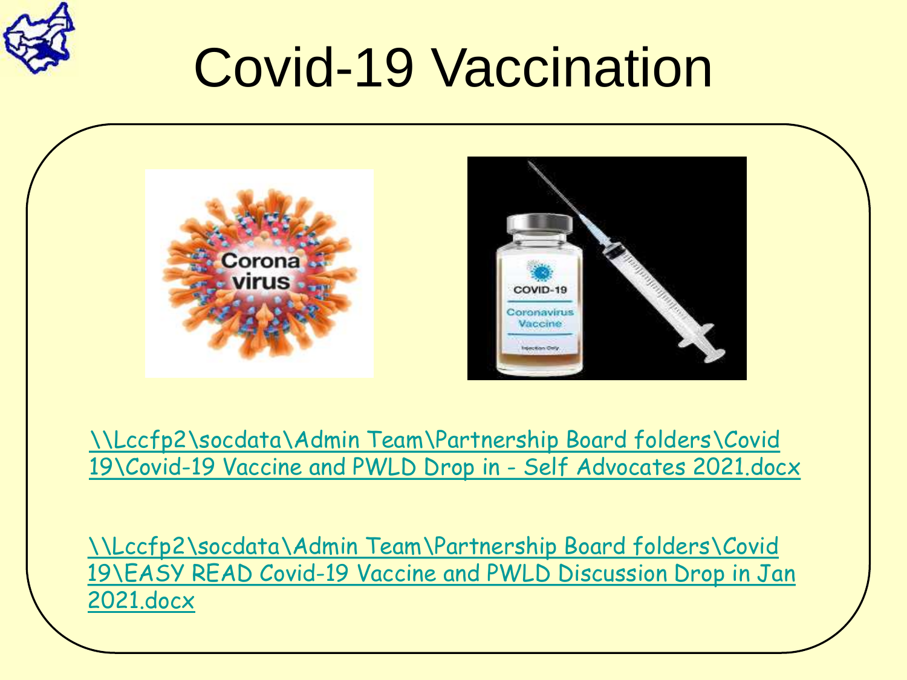# Covid-19 Vaccination

\\Lccfp2\socdata\Admin Team\Partnership Board folders\Covid 19\Covid-19 Vaccine and PWLD Drop in - Self Advocates 2021.docx

\\Lccfp2\socdata\Admin Team\Partnership Board folders\Covid 19\EASY READ Covid-19 Vaccine and PWLD Discussion Drop in Jan 2021.docx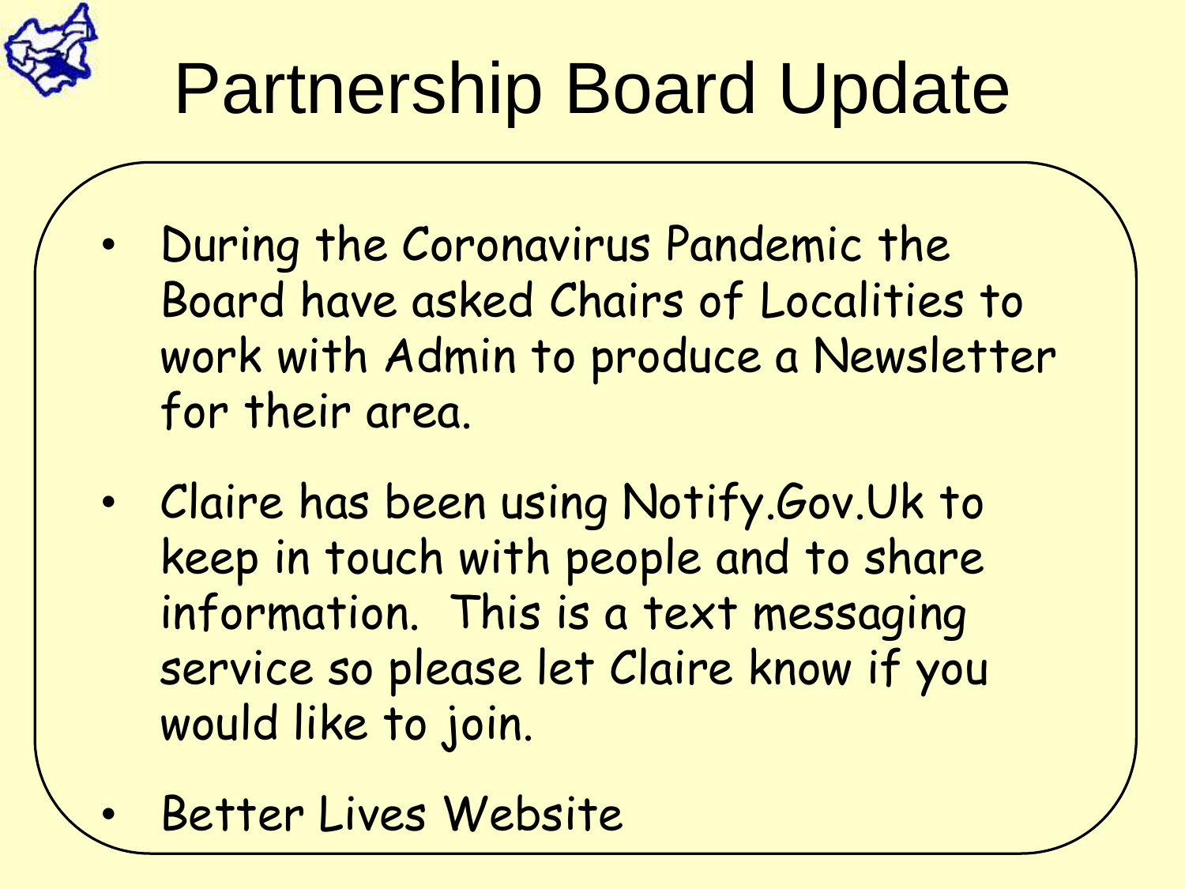# Partnership Board Update

- During the Coronavirus Pandemic the Board have asked Chairs of Localities to work with Admin to produce a Newsletter for their area.
- Claire has been using Notify.Gov.Uk to keep in touch with people and to share information. This is a text messaging service so please let Claire know if you would like to join.
- Better Lives Website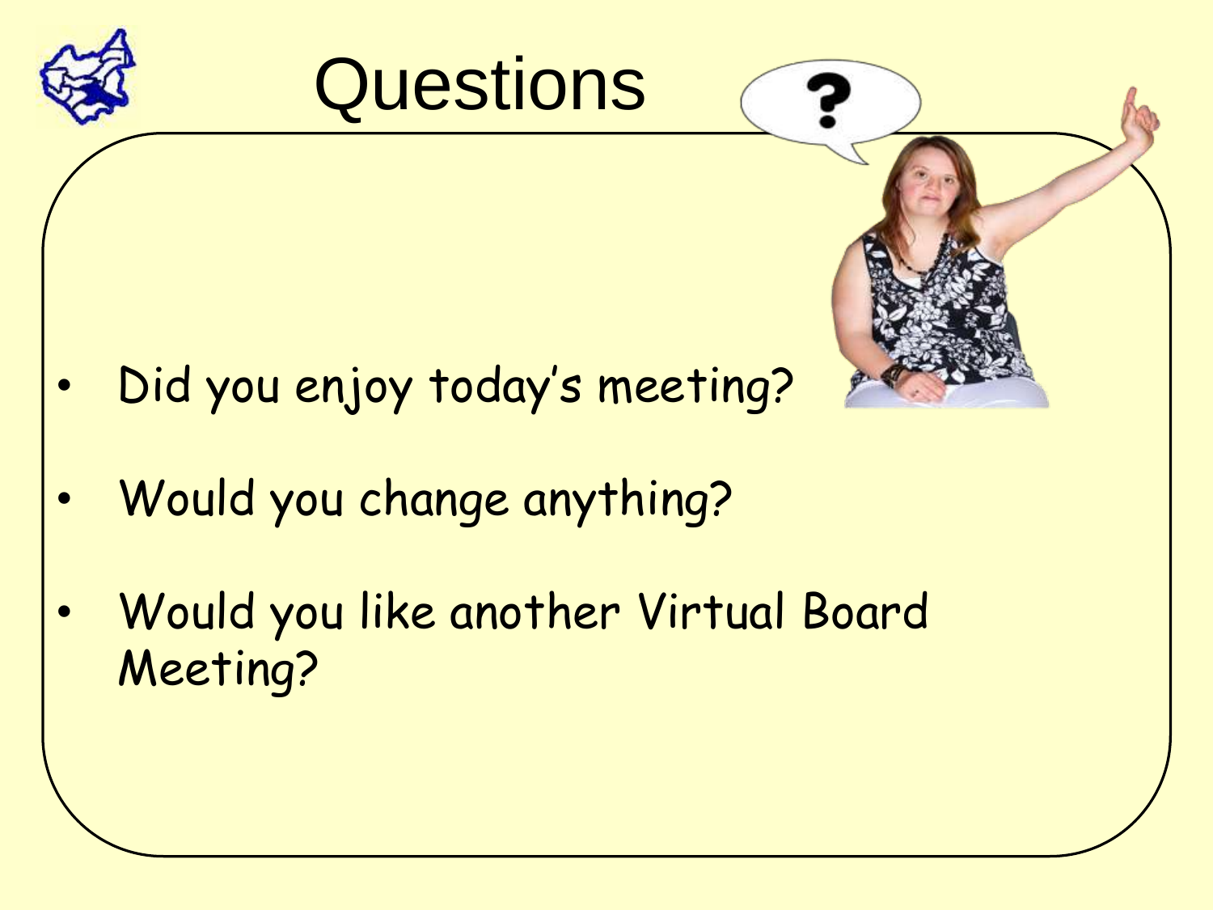# Questions

- Did you enjoy today's meeting?
- Would you change anything?
- Would you like another Virtual Board Meeting?